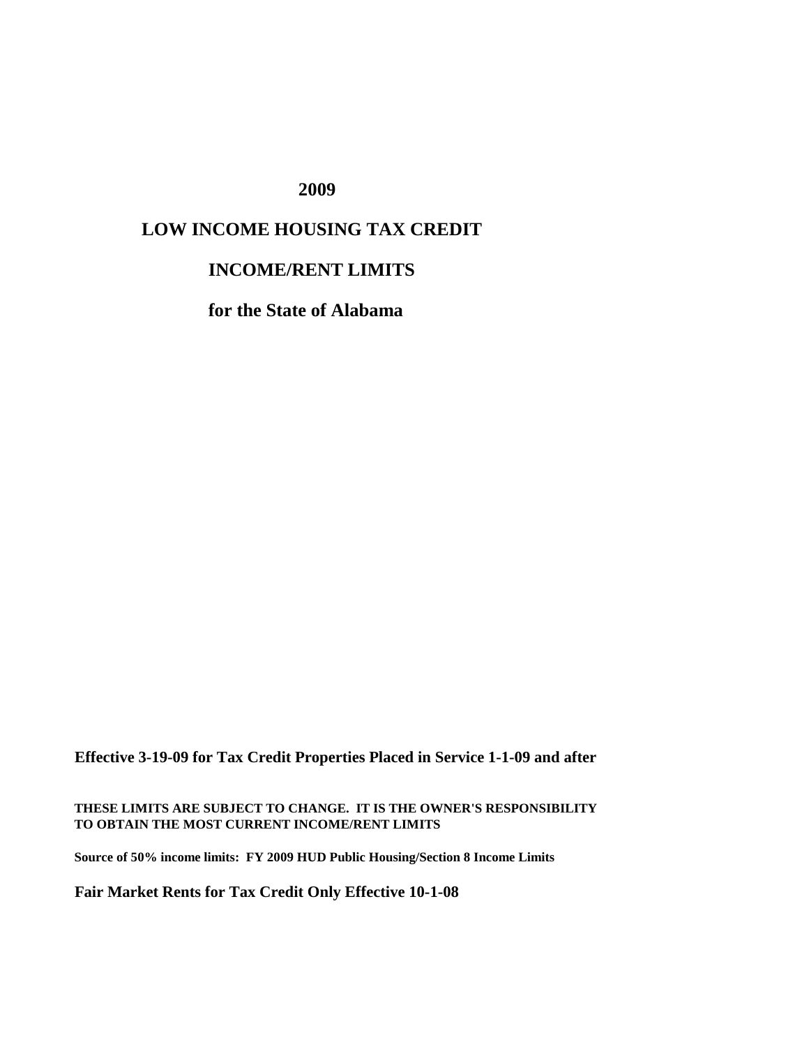# 2009

# LOW INCOME HOUSING TAX CREDIT

# INCOME/RENT LIMITS

# for the State of Alabama

**Effective 3-19-09 for Tax Credit Properties Placed in Service 1-1-09 and after**

**THESE LIMITS ARE SUBJECT TO CHANGE. IT IS THE OWNER'S RESPONSIBILITY TO OBTAIN THE MOST CURRENT INCOME/RENT LIMITS**

**Source of 50% income limits: FY 2009 HUD Public Housing/Section 8 Income Limits**

**Fair Market Rents for Tax Credit Only Effective 10-1-08**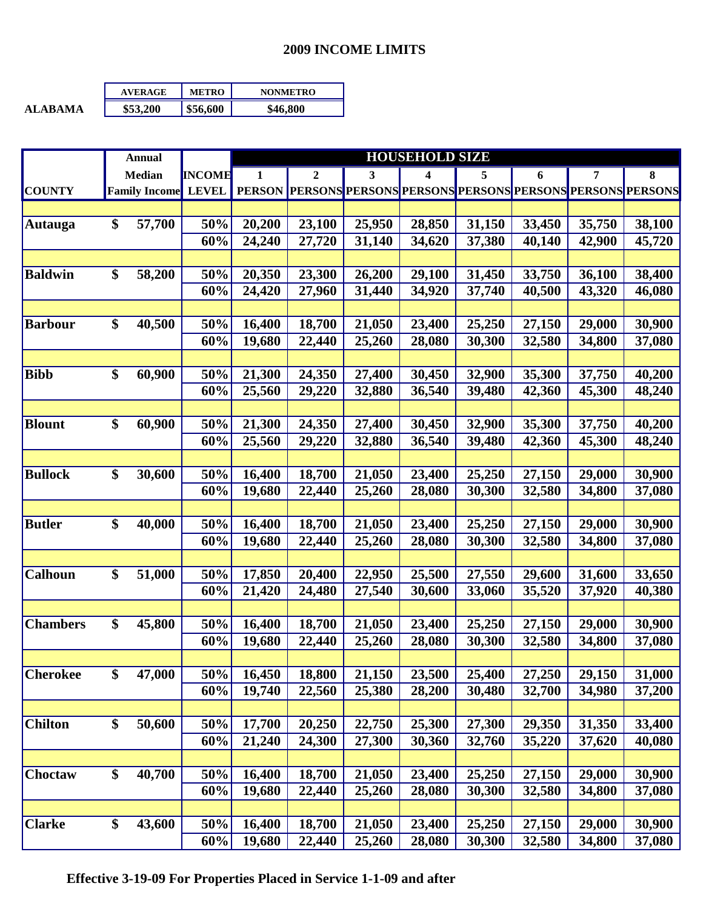## 2009 INCOME LIMITS

| | AVERAGE | METRO | NONMETRO |
|---|---|---|---|
| ALABAMA | $53,200 | $56,600 | $46,800 |

| COUNTY | Annual Median Family Income | INCOME LEVEL | HOUSEHOLD SIZE 1 PERSON | 2 PERSONS | 3 PERSONS | 4 PERSONS | 5 PERSONS | 6 PERSONS | 7 PERSONS | 8 PERSONS |
|---|---|---|---|---|---|---|---|---|---|---|
| Autauga | $ 57,700 | 50% | 20,200 | 23,100 | 25,950 | 28,850 | 31,150 | 33,450 | 35,750 | 38,100 |
| | | 60% | 24,240 | 27,720 | 31,140 | 34,620 | 37,380 | 40,140 | 42,900 | 45,720 |
| Baldwin | $ 58,200 | 50% | 20,350 | 23,300 | 26,200 | 29,100 | 31,450 | 33,750 | 36,100 | 38,400 |
| | | 60% | 24,420 | 27,960 | 31,440 | 34,920 | 37,740 | 40,500 | 43,320 | 46,080 |
| Barbour | $ 40,500 | 50% | 16,400 | 18,700 | 21,050 | 23,400 | 25,250 | 27,150 | 29,000 | 30,900 |
| | | 60% | 19,680 | 22,440 | 25,260 | 28,080 | 30,300 | 32,580 | 34,800 | 37,080 |
| Bibb | $ 60,900 | 50% | 21,300 | 24,350 | 27,400 | 30,450 | 32,900 | 35,300 | 37,750 | 40,200 |
| | | 60% | 25,560 | 29,220 | 32,880 | 36,540 | 39,480 | 42,360 | 45,300 | 48,240 |
| Blount | $ 60,900 | 50% | 21,300 | 24,350 | 27,400 | 30,450 | 32,900 | 35,300 | 37,750 | 40,200 |
| | | 60% | 25,560 | 29,220 | 32,880 | 36,540 | 39,480 | 42,360 | 45,300 | 48,240 |
| Bullock | $ 30,600 | 50% | 16,400 | 18,700 | 21,050 | 23,400 | 25,250 | 27,150 | 29,000 | 30,900 |
| | | 60% | 19,680 | 22,440 | 25,260 | 28,080 | 30,300 | 32,580 | 34,800 | 37,080 |
| Butler | $ 40,000 | 50% | 16,400 | 18,700 | 21,050 | 23,400 | 25,250 | 27,150 | 29,000 | 30,900 |
| | | 60% | 19,680 | 22,440 | 25,260 | 28,080 | 30,300 | 32,580 | 34,800 | 37,080 |
| Calhoun | $ 51,000 | 50% | 17,850 | 20,400 | 22,950 | 25,500 | 27,550 | 29,600 | 31,600 | 33,650 |
| | | 60% | 21,420 | 24,480 | 27,540 | 30,600 | 33,060 | 35,520 | 37,920 | 40,380 |
| Chambers | $ 45,800 | 50% | 16,400 | 18,700 | 21,050 | 23,400 | 25,250 | 27,150 | 29,000 | 30,900 |
| | | 60% | 19,680 | 22,440 | 25,260 | 28,080 | 30,300 | 32,580 | 34,800 | 37,080 |
| Cherokee | $ 47,000 | 50% | 16,450 | 18,800 | 21,150 | 23,500 | 25,400 | 27,250 | 29,150 | 31,000 |
| | | 60% | 19,740 | 22,560 | 25,380 | 28,200 | 30,480 | 32,700 | 34,980 | 37,200 |
| Chilton | $ 50,600 | 50% | 17,700 | 20,250 | 22,750 | 25,300 | 27,300 | 29,350 | 31,350 | 33,400 |
| | | 60% | 21,240 | 24,300 | 27,300 | 30,360 | 32,760 | 35,220 | 37,620 | 40,080 |
| Choctaw | $ 40,700 | 50% | 16,400 | 18,700 | 21,050 | 23,400 | 25,250 | 27,150 | 29,000 | 30,900 |
| | | 60% | 19,680 | 22,440 | 25,260 | 28,080 | 30,300 | 32,580 | 34,800 | 37,080 |
| Clarke | $ 43,600 | 50% | 16,400 | 18,700 | 21,050 | 23,400 | 25,250 | 27,150 | 29,000 | 30,900 |
| | | 60% | 19,680 | 22,440 | 25,260 | 28,080 | 30,300 | 32,580 | 34,800 | 37,080 |

**Effective 3-19-09 For Properties Placed in Service 1-1-09 and after**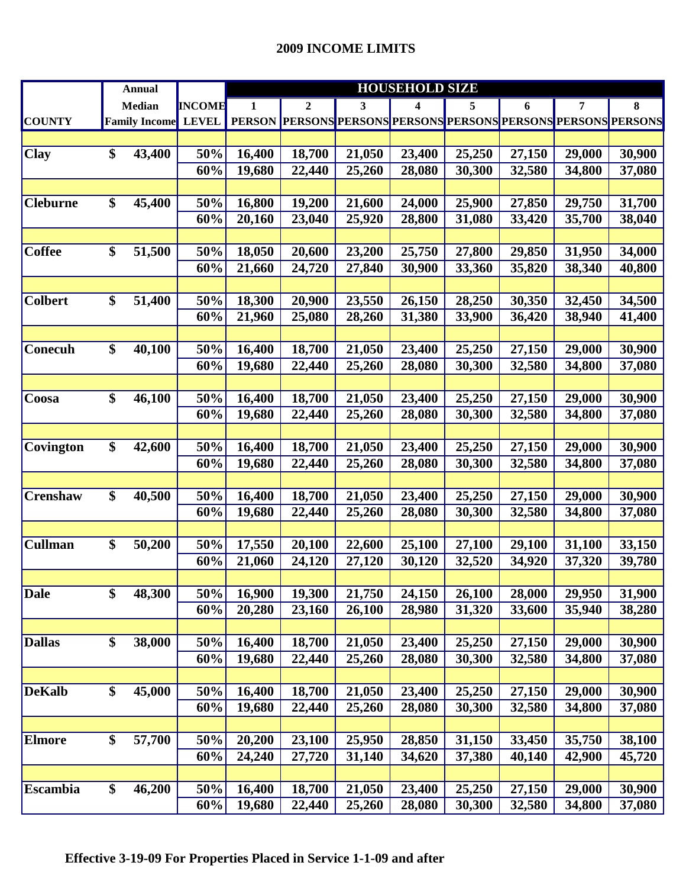## 2009 INCOME LIMITS

| COUNTY | Annual Median Family Income | INCOME LEVEL | HOUSEHOLD SIZE 1 PERSON | 2 PERSONS | 3 PERSONS | 4 PERSONS | 5 PERSONS | 6 PERSONS | 7 PERSONS | 8 PERSONS |
|---|---|---|---|---|---|---|---|---|---|---|
| Clay | $ 43,400 | 50% | 16,400 | 18,700 | 21,050 | 23,400 | 25,250 | 27,150 | 29,000 | 30,900 |
| | | 60% | 19,680 | 22,440 | 25,260 | 28,080 | 30,300 | 32,580 | 34,800 | 37,080 |
| Cleburne | $ 45,400 | 50% | 16,800 | 19,200 | 21,600 | 24,000 | 25,900 | 27,850 | 29,750 | 31,700 |
| | | 60% | 20,160 | 23,040 | 25,920 | 28,800 | 31,080 | 33,420 | 35,700 | 38,040 |
| Coffee | $ 51,500 | 50% | 18,050 | 20,600 | 23,200 | 25,750 | 27,800 | 29,850 | 31,950 | 34,000 |
| | | 60% | 21,660 | 24,720 | 27,840 | 30,900 | 33,360 | 35,820 | 38,340 | 40,800 |
| Colbert | $ 51,400 | 50% | 18,300 | 20,900 | 23,550 | 26,150 | 28,250 | 30,350 | 32,450 | 34,500 |
| | | 60% | 21,960 | 25,080 | 28,260 | 31,380 | 33,900 | 36,420 | 38,940 | 41,400 |
| Conecuh | $ 40,100 | 50% | 16,400 | 18,700 | 21,050 | 23,400 | 25,250 | 27,150 | 29,000 | 30,900 |
| | | 60% | 19,680 | 22,440 | 25,260 | 28,080 | 30,300 | 32,580 | 34,800 | 37,080 |
| Coosa | $ 46,100 | 50% | 16,400 | 18,700 | 21,050 | 23,400 | 25,250 | 27,150 | 29,000 | 30,900 |
| | | 60% | 19,680 | 22,440 | 25,260 | 28,080 | 30,300 | 32,580 | 34,800 | 37,080 |
| Covington | $ 42,600 | 50% | 16,400 | 18,700 | 21,050 | 23,400 | 25,250 | 27,150 | 29,000 | 30,900 |
| | | 60% | 19,680 | 22,440 | 25,260 | 28,080 | 30,300 | 32,580 | 34,800 | 37,080 |
| Crenshaw | $ 40,500 | 50% | 16,400 | 18,700 | 21,050 | 23,400 | 25,250 | 27,150 | 29,000 | 30,900 |
| | | 60% | 19,680 | 22,440 | 25,260 | 28,080 | 30,300 | 32,580 | 34,800 | 37,080 |
| Cullman | $ 50,200 | 50% | 17,550 | 20,100 | 22,600 | 25,100 | 27,100 | 29,100 | 31,100 | 33,150 |
| | | 60% | 21,060 | 24,120 | 27,120 | 30,120 | 32,520 | 34,920 | 37,320 | 39,780 |
| Dale | $ 48,300 | 50% | 16,900 | 19,300 | 21,750 | 24,150 | 26,100 | 28,000 | 29,950 | 31,900 |
| | | 60% | 20,280 | 23,160 | 26,100 | 28,980 | 31,320 | 33,600 | 35,940 | 38,280 |
| Dallas | $ 38,000 | 50% | 16,400 | 18,700 | 21,050 | 23,400 | 25,250 | 27,150 | 29,000 | 30,900 |
| | | 60% | 19,680 | 22,440 | 25,260 | 28,080 | 30,300 | 32,580 | 34,800 | 37,080 |
| DeKalb | $ 45,000 | 50% | 16,400 | 18,700 | 21,050 | 23,400 | 25,250 | 27,150 | 29,000 | 30,900 |
| | | 60% | 19,680 | 22,440 | 25,260 | 28,080 | 30,300 | 32,580 | 34,800 | 37,080 |
| Elmore | $ 57,700 | 50% | 20,200 | 23,100 | 25,950 | 28,850 | 31,150 | 33,450 | 35,750 | 38,100 |
| | | 60% | 24,240 | 27,720 | 31,140 | 34,620 | 37,380 | 40,140 | 42,900 | 45,720 |
| Escambia | $ 46,200 | 50% | 16,400 | 18,700 | 21,050 | 23,400 | 25,250 | 27,150 | 29,000 | 30,900 |
| | | 60% | 19,680 | 22,440 | 25,260 | 28,080 | 30,300 | 32,580 | 34,800 | 37,080 |

**Effective 3-19-09 For Properties Placed in Service 1-1-09 and after**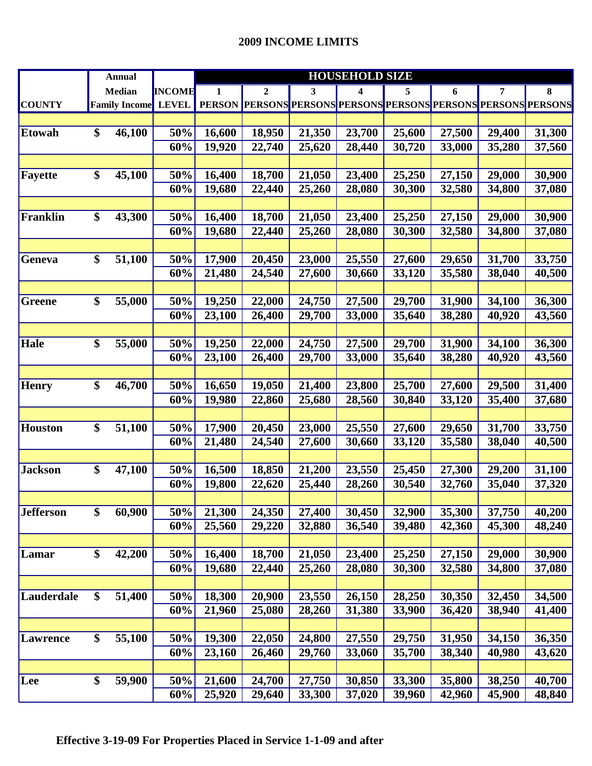## 2009 INCOME LIMITS

| COUNTY | Annual Median Family Income | INCOME LEVEL | HOUSEHOLD SIZE 1 PERSON | 2 PERSONS | 3 PERSONS | 4 PERSONS | 5 PERSONS | 6 PERSONS | 7 PERSONS | 8 PERSONS |
|---|---|---|---|---|---|---|---|---|---|---|
| Etowah | $ 46,100 | 50% | 16,600 | 18,950 | 21,350 | 23,700 | 25,600 | 27,500 | 29,400 | 31,300 |
| | | 60% | 19,920 | 22,740 | 25,620 | 28,440 | 30,720 | 33,000 | 35,280 | 37,560 |
| Fayette | $ 45,100 | 50% | 16,400 | 18,700 | 21,050 | 23,400 | 25,250 | 27,150 | 29,000 | 30,900 |
| | | 60% | 19,680 | 22,440 | 25,260 | 28,080 | 30,300 | 32,580 | 34,800 | 37,080 |
| Franklin | $ 43,300 | 50% | 16,400 | 18,700 | 21,050 | 23,400 | 25,250 | 27,150 | 29,000 | 30,900 |
| | | 60% | 19,680 | 22,440 | 25,260 | 28,080 | 30,300 | 32,580 | 34,800 | 37,080 |
| Geneva | $ 51,100 | 50% | 17,900 | 20,450 | 23,000 | 25,550 | 27,600 | 29,650 | 31,700 | 33,750 |
| | | 60% | 21,480 | 24,540 | 27,600 | 30,660 | 33,120 | 35,580 | 38,040 | 40,500 |
| Greene | $ 55,000 | 50% | 19,250 | 22,000 | 24,750 | 27,500 | 29,700 | 31,900 | 34,100 | 36,300 |
| | | 60% | 23,100 | 26,400 | 29,700 | 33,000 | 35,640 | 38,280 | 40,920 | 43,560 |
| Hale | $ 55,000 | 50% | 19,250 | 22,000 | 24,750 | 27,500 | 29,700 | 31,900 | 34,100 | 36,300 |
| | | 60% | 23,100 | 26,400 | 29,700 | 33,000 | 35,640 | 38,280 | 40,920 | 43,560 |
| Henry | $ 46,700 | 50% | 16,650 | 19,050 | 21,400 | 23,800 | 25,700 | 27,600 | 29,500 | 31,400 |
| | | 60% | 19,980 | 22,860 | 25,680 | 28,560 | 30,840 | 33,120 | 35,400 | 37,680 |
| Houston | $ 51,100 | 50% | 17,900 | 20,450 | 23,000 | 25,550 | 27,600 | 29,650 | 31,700 | 33,750 |
| | | 60% | 21,480 | 24,540 | 27,600 | 30,660 | 33,120 | 35,580 | 38,040 | 40,500 |
| Jackson | $ 47,100 | 50% | 16,500 | 18,850 | 21,200 | 23,550 | 25,450 | 27,300 | 29,200 | 31,100 |
| | | 60% | 19,800 | 22,620 | 25,440 | 28,260 | 30,540 | 32,760 | 35,040 | 37,320 |
| Jefferson | $ 60,900 | 50% | 21,300 | 24,350 | 27,400 | 30,450 | 32,900 | 35,300 | 37,750 | 40,200 |
| | | 60% | 25,560 | 29,220 | 32,880 | 36,540 | 39,480 | 42,360 | 45,300 | 48,240 |
| Lamar | $ 42,200 | 50% | 16,400 | 18,700 | 21,050 | 23,400 | 25,250 | 27,150 | 29,000 | 30,900 |
| | | 60% | 19,680 | 22,440 | 25,260 | 28,080 | 30,300 | 32,580 | 34,800 | 37,080 |
| Lauderdale | $ 51,400 | 50% | 18,300 | 20,900 | 23,550 | 26,150 | 28,250 | 30,350 | 32,450 | 34,500 |
| | | 60% | 21,960 | 25,080 | 28,260 | 31,380 | 33,900 | 36,420 | 38,940 | 41,400 |
| Lawrence | $ 55,100 | 50% | 19,300 | 22,050 | 24,800 | 27,550 | 29,750 | 31,950 | 34,150 | 36,350 |
| | | 60% | 23,160 | 26,460 | 29,760 | 33,060 | 35,700 | 38,340 | 40,980 | 43,620 |
| Lee | $ 59,900 | 50% | 21,600 | 24,700 | 27,750 | 30,850 | 33,300 | 35,800 | 38,250 | 40,700 |
| | | 60% | 25,920 | 29,640 | 33,300 | 37,020 | 39,960 | 42,960 | 45,900 | 48,840 |

**Effective 3-19-09 For Properties Placed in Service 1-1-09 and after**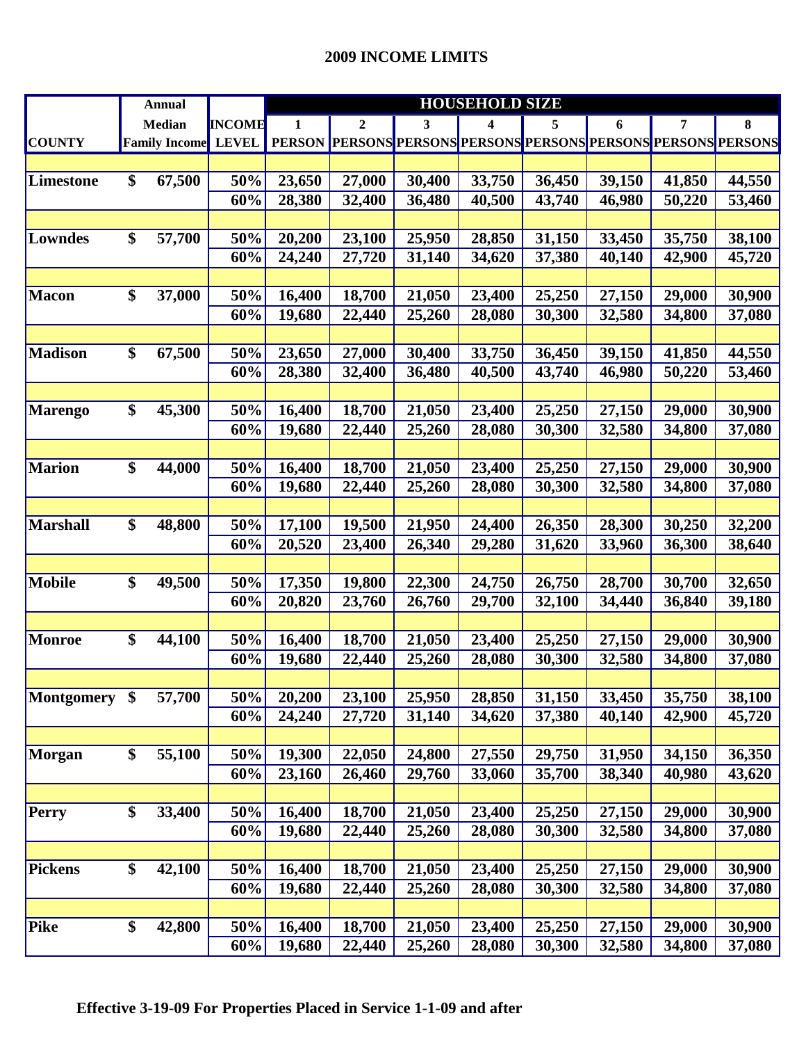## 2009 INCOME LIMITS

| COUNTY | Annual Median Family Income | INCOME LEVEL | 1 PERSON | 2 PERSONS | 3 PERSONS | 4 PERSONS | 5 PERSONS | 6 PERSONS | 7 PERSONS | 8 PERSONS |
|---|---|---|---|---|---|---|---|---|---|---|
| | | | HOUSEHOLD SIZE | | | | | | | |
| **Limestone** | $ 67,500 | 50% | 23,650 | 27,000 | 30,400 | 33,750 | 36,450 | 39,150 | 41,850 | 44,550 |
| | | 60% | 28,380 | 32,400 | 36,480 | 40,500 | 43,740 | 46,980 | 50,220 | 53,460 |
| **Lowndes** | $ 57,700 | 50% | 20,200 | 23,100 | 25,950 | 28,850 | 31,150 | 33,450 | 35,750 | 38,100 |
| | | 60% | 24,240 | 27,720 | 31,140 | 34,620 | 37,380 | 40,140 | 42,900 | 45,720 |
| **Macon** | $ 37,000 | 50% | 16,400 | 18,700 | 21,050 | 23,400 | 25,250 | 27,150 | 29,000 | 30,900 |
| | | 60% | 19,680 | 22,440 | 25,260 | 28,080 | 30,300 | 32,580 | 34,800 | 37,080 |
| **Madison** | $ 67,500 | 50% | 23,650 | 27,000 | 30,400 | 33,750 | 36,450 | 39,150 | 41,850 | 44,550 |
| | | 60% | 28,380 | 32,400 | 36,480 | 40,500 | 43,740 | 46,980 | 50,220 | 53,460 |
| **Marengo** | $ 45,300 | 50% | 16,400 | 18,700 | 21,050 | 23,400 | 25,250 | 27,150 | 29,000 | 30,900 |
| | | 60% | 19,680 | 22,440 | 25,260 | 28,080 | 30,300 | 32,580 | 34,800 | 37,080 |
| **Marion** | $ 44,000 | 50% | 16,400 | 18,700 | 21,050 | 23,400 | 25,250 | 27,150 | 29,000 | 30,900 |
| | | 60% | 19,680 | 22,440 | 25,260 | 28,080 | 30,300 | 32,580 | 34,800 | 37,080 |
| **Marshall** | $ 48,800 | 50% | 17,100 | 19,500 | 21,950 | 24,400 | 26,350 | 28,300 | 30,250 | 32,200 |
| | | 60% | 20,520 | 23,400 | 26,340 | 29,280 | 31,620 | 33,960 | 36,300 | 38,640 |
| **Mobile** | $ 49,500 | 50% | 17,350 | 19,800 | 22,300 | 24,750 | 26,750 | 28,700 | 30,700 | 32,650 |
| | | 60% | 20,820 | 23,760 | 26,760 | 29,700 | 32,100 | 34,440 | 36,840 | 39,180 |
| **Monroe** | $ 44,100 | 50% | 16,400 | 18,700 | 21,050 | 23,400 | 25,250 | 27,150 | 29,000 | 30,900 |
| | | 60% | 19,680 | 22,440 | 25,260 | 28,080 | 30,300 | 32,580 | 34,800 | 37,080 |
| **Montgomery** | $ 57,700 | 50% | 20,200 | 23,100 | 25,950 | 28,850 | 31,150 | 33,450 | 35,750 | 38,100 |
| | | 60% | 24,240 | 27,720 | 31,140 | 34,620 | 37,380 | 40,140 | 42,900 | 45,720 |
| **Morgan** | $ 55,100 | 50% | 19,300 | 22,050 | 24,800 | 27,550 | 29,750 | 31,950 | 34,150 | 36,350 |
| | | 60% | 23,160 | 26,460 | 29,760 | 33,060 | 35,700 | 38,340 | 40,980 | 43,620 |
| **Perry** | $ 33,400 | 50% | 16,400 | 18,700 | 21,050 | 23,400 | 25,250 | 27,150 | 29,000 | 30,900 |
| | | 60% | 19,680 | 22,440 | 25,260 | 28,080 | 30,300 | 32,580 | 34,800 | 37,080 |
| **Pickens** | $ 42,100 | 50% | 16,400 | 18,700 | 21,050 | 23,400 | 25,250 | 27,150 | 29,000 | 30,900 |
| | | 60% | 19,680 | 22,440 | 25,260 | 28,080 | 30,300 | 32,580 | 34,800 | 37,080 |
| **Pike** | $ 42,800 | 50% | 16,400 | 18,700 | 21,050 | 23,400 | 25,250 | 27,150 | 29,000 | 30,900 |
| | | 60% | 19,680 | 22,440 | 25,260 | 28,080 | 30,300 | 32,580 | 34,800 | 37,080 |

**Effective 3-19-09 For Properties Placed in Service 1-1-09 and after**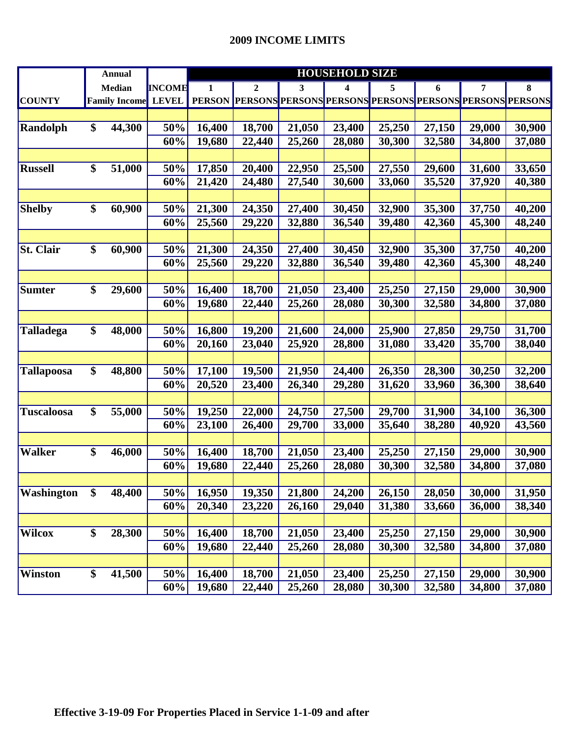## 2009 INCOME LIMITS

| COUNTY | Annual Median Family Income | INCOME LEVEL | HOUSEHOLD SIZE 1 PERSON | 2 PERSONS | 3 PERSONS | 4 PERSONS | 5 PERSONS | 6 PERSONS | 7 PERSONS | 8 PERSONS |
|---|---|---|---|---|---|---|---|---|---|---|
| Randolph | $ 44,300 | 50% | 16,400 | 18,700 | 21,050 | 23,400 | 25,250 | 27,150 | 29,000 | 30,900 |
| | | 60% | 19,680 | 22,440 | 25,260 | 28,080 | 30,300 | 32,580 | 34,800 | 37,080 |
| Russell | $ 51,000 | 50% | 17,850 | 20,400 | 22,950 | 25,500 | 27,550 | 29,600 | 31,600 | 33,650 |
| | | 60% | 21,420 | 24,480 | 27,540 | 30,600 | 33,060 | 35,520 | 37,920 | 40,380 |
| Shelby | $ 60,900 | 50% | 21,300 | 24,350 | 27,400 | 30,450 | 32,900 | 35,300 | 37,750 | 40,200 |
| | | 60% | 25,560 | 29,220 | 32,880 | 36,540 | 39,480 | 42,360 | 45,300 | 48,240 |
| St. Clair | $ 60,900 | 50% | 21,300 | 24,350 | 27,400 | 30,450 | 32,900 | 35,300 | 37,750 | 40,200 |
| | | 60% | 25,560 | 29,220 | 32,880 | 36,540 | 39,480 | 42,360 | 45,300 | 48,240 |
| Sumter | $ 29,600 | 50% | 16,400 | 18,700 | 21,050 | 23,400 | 25,250 | 27,150 | 29,000 | 30,900 |
| | | 60% | 19,680 | 22,440 | 25,260 | 28,080 | 30,300 | 32,580 | 34,800 | 37,080 |
| Talladega | $ 48,000 | 50% | 16,800 | 19,200 | 21,600 | 24,000 | 25,900 | 27,850 | 29,750 | 31,700 |
| | | 60% | 20,160 | 23,040 | 25,920 | 28,800 | 31,080 | 33,420 | 35,700 | 38,040 |
| Tallapoosa | $ 48,800 | 50% | 17,100 | 19,500 | 21,950 | 24,400 | 26,350 | 28,300 | 30,250 | 32,200 |
| | | 60% | 20,520 | 23,400 | 26,340 | 29,280 | 31,620 | 33,960 | 36,300 | 38,640 |
| Tuscaloosa | $ 55,000 | 50% | 19,250 | 22,000 | 24,750 | 27,500 | 29,700 | 31,900 | 34,100 | 36,300 |
| | | 60% | 23,100 | 26,400 | 29,700 | 33,000 | 35,640 | 38,280 | 40,920 | 43,560 |
| Walker | $ 46,000 | 50% | 16,400 | 18,700 | 21,050 | 23,400 | 25,250 | 27,150 | 29,000 | 30,900 |
| | | 60% | 19,680 | 22,440 | 25,260 | 28,080 | 30,300 | 32,580 | 34,800 | 37,080 |
| Washington | $ 48,400 | 50% | 16,950 | 19,350 | 21,800 | 24,200 | 26,150 | 28,050 | 30,000 | 31,950 |
| | | 60% | 20,340 | 23,220 | 26,160 | 29,040 | 31,380 | 33,660 | 36,000 | 38,340 |
| Wilcox | $ 28,300 | 50% | 16,400 | 18,700 | 21,050 | 23,400 | 25,250 | 27,150 | 29,000 | 30,900 |
| | | 60% | 19,680 | 22,440 | 25,260 | 28,080 | 30,300 | 32,580 | 34,800 | 37,080 |
| Winston | $ 41,500 | 50% | 16,400 | 18,700 | 21,050 | 23,400 | 25,250 | 27,150 | 29,000 | 30,900 |
| | | 60% | 19,680 | 22,440 | 25,260 | 28,080 | 30,300 | 32,580 | 34,800 | 37,080 |

**Effective 3-19-09 For Properties Placed in Service 1-1-09 and after**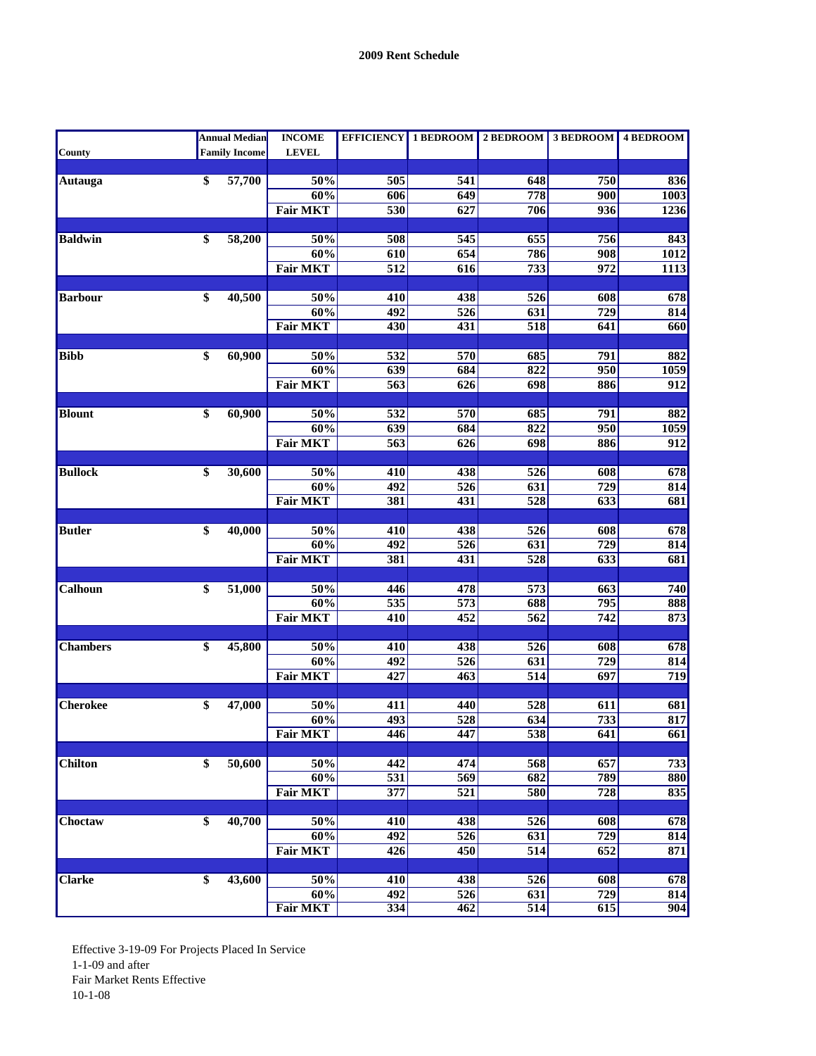**2009 Rent Schedule**

| County | Annual Median Family Income | INCOME LEVEL | EFFICIENCY | 1 BEDROOM | 2 BEDROOM | 3 BEDROOM | 4 BEDROOM |
|---|---|---|---|---|---|---|---|
| Autauga | $ 57,700 | 50% | 505 | 541 | 648 | 750 | 836 |
| | | 60% | 606 | 649 | 778 | 900 | 1003 |
| | | Fair MKT | 530 | 627 | 706 | 936 | 1236 |
| Baldwin | $ 58,200 | 50% | 508 | 545 | 655 | 756 | 843 |
| | | 60% | 610 | 654 | 786 | 908 | 1012 |
| | | Fair MKT | 512 | 616 | 733 | 972 | 1113 |
| Barbour | $ 40,500 | 50% | 410 | 438 | 526 | 608 | 678 |
| | | 60% | 492 | 526 | 631 | 729 | 814 |
| | | Fair MKT | 430 | 431 | 518 | 641 | 660 |
| Bibb | $ 60,900 | 50% | 532 | 570 | 685 | 791 | 882 |
| | | 60% | 639 | 684 | 822 | 950 | 1059 |
| | | Fair MKT | 563 | 626 | 698 | 886 | 912 |
| Blount | $ 60,900 | 50% | 532 | 570 | 685 | 791 | 882 |
| | | 60% | 639 | 684 | 822 | 950 | 1059 |
| | | Fair MKT | 563 | 626 | 698 | 886 | 912 |
| Bullock | $ 30,600 | 50% | 410 | 438 | 526 | 608 | 678 |
| | | 60% | 492 | 526 | 631 | 729 | 814 |
| | | Fair MKT | 381 | 431 | 528 | 633 | 681 |
| Butler | $ 40,000 | 50% | 410 | 438 | 526 | 608 | 678 |
| | | 60% | 492 | 526 | 631 | 729 | 814 |
| | | Fair MKT | 381 | 431 | 528 | 633 | 681 |
| Calhoun | $ 51,000 | 50% | 446 | 478 | 573 | 663 | 740 |
| | | 60% | 535 | 573 | 688 | 795 | 888 |
| | | Fair MKT | 410 | 452 | 562 | 742 | 873 |
| Chambers | $ 45,800 | 50% | 410 | 438 | 526 | 608 | 678 |
| | | 60% | 492 | 526 | 631 | 729 | 814 |
| | | Fair MKT | 427 | 463 | 514 | 697 | 719 |
| Cherokee | $ 47,000 | 50% | 411 | 440 | 528 | 611 | 681 |
| | | 60% | 493 | 528 | 634 | 733 | 817 |
| | | Fair MKT | 446 | 447 | 538 | 641 | 661 |
| Chilton | $ 50,600 | 50% | 442 | 474 | 568 | 657 | 733 |
| | | 60% | 531 | 569 | 682 | 789 | 880 |
| | | Fair MKT | 377 | 521 | 580 | 728 | 835 |
| Choctaw | $ 40,700 | 50% | 410 | 438 | 526 | 608 | 678 |
| | | 60% | 492 | 526 | 631 | 729 | 814 |
| | | Fair MKT | 426 | 450 | 514 | 652 | 871 |
| Clarke | $ 43,600 | 50% | 410 | 438 | 526 | 608 | 678 |
| | | 60% | 492 | 526 | 631 | 729 | 814 |
| | | Fair MKT | 334 | 462 | 514 | 615 | 904 |

Effective 3-19-09 For Projects Placed In Service
1-1-09 and after
Fair Market Rents Effective
10-1-08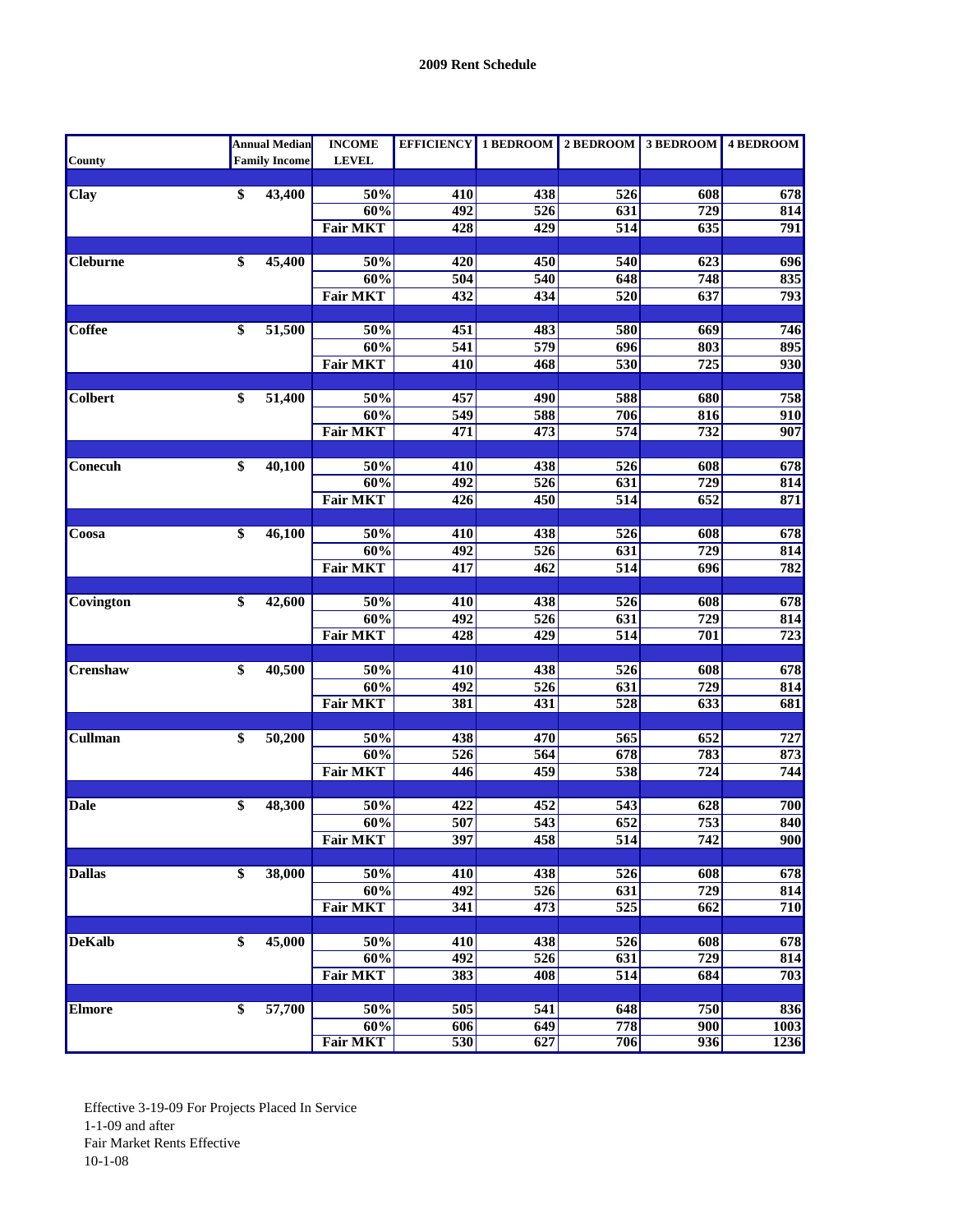**2009 Rent Schedule**

| County | Annual Median Family Income | INCOME LEVEL | EFFICIENCY | 1 BEDROOM | 2 BEDROOM | 3 BEDROOM | 4 BEDROOM |
|---|---|---|---|---|---|---|---|
| Clay | $ 43,400 | 50% | 410 | 438 | 526 | 608 | 678 |
| | | 60% | 492 | 526 | 631 | 729 | 814 |
| | | Fair MKT | 428 | 429 | 514 | 635 | 791 |
| Cleburne | $ 45,400 | 50% | 420 | 450 | 540 | 623 | 696 |
| | | 60% | 504 | 540 | 648 | 748 | 835 |
| | | Fair MKT | 432 | 434 | 520 | 637 | 793 |
| Coffee | $ 51,500 | 50% | 451 | 483 | 580 | 669 | 746 |
| | | 60% | 541 | 579 | 696 | 803 | 895 |
| | | Fair MKT | 410 | 468 | 530 | 725 | 930 |
| Colbert | $ 51,400 | 50% | 457 | 490 | 588 | 680 | 758 |
| | | 60% | 549 | 588 | 706 | 816 | 910 |
| | | Fair MKT | 471 | 473 | 574 | 732 | 907 |
| Conecuh | $ 40,100 | 50% | 410 | 438 | 526 | 608 | 678 |
| | | 60% | 492 | 526 | 631 | 729 | 814 |
| | | Fair MKT | 426 | 450 | 514 | 652 | 871 |
| Coosa | $ 46,100 | 50% | 410 | 438 | 526 | 608 | 678 |
| | | 60% | 492 | 526 | 631 | 729 | 814 |
| | | Fair MKT | 417 | 462 | 514 | 696 | 782 |
| Covington | $ 42,600 | 50% | 410 | 438 | 526 | 608 | 678 |
| | | 60% | 492 | 526 | 631 | 729 | 814 |
| | | Fair MKT | 428 | 429 | 514 | 701 | 723 |
| Crenshaw | $ 40,500 | 50% | 410 | 438 | 526 | 608 | 678 |
| | | 60% | 492 | 526 | 631 | 729 | 814 |
| | | Fair MKT | 381 | 431 | 528 | 633 | 681 |
| Cullman | $ 50,200 | 50% | 438 | 470 | 565 | 652 | 727 |
| | | 60% | 526 | 564 | 678 | 783 | 873 |
| | | Fair MKT | 446 | 459 | 538 | 724 | 744 |
| Dale | $ 48,300 | 50% | 422 | 452 | 543 | 628 | 700 |
| | | 60% | 507 | 543 | 652 | 753 | 840 |
| | | Fair MKT | 397 | 458 | 514 | 742 | 900 |
| Dallas | $ 38,000 | 50% | 410 | 438 | 526 | 608 | 678 |
| | | 60% | 492 | 526 | 631 | 729 | 814 |
| | | Fair MKT | 341 | 473 | 525 | 662 | 710 |
| DeKalb | $ 45,000 | 50% | 410 | 438 | 526 | 608 | 678 |
| | | 60% | 492 | 526 | 631 | 729 | 814 |
| | | Fair MKT | 383 | 408 | 514 | 684 | 703 |
| Elmore | $ 57,700 | 50% | 505 | 541 | 648 | 750 | 836 |
| | | 60% | 606 | 649 | 778 | 900 | 1003 |
| | | Fair MKT | 530 | 627 | 706 | 936 | 1236 |

Effective 3-19-09 For Projects Placed In Service
1-1-09 and after
Fair Market Rents Effective
10-1-08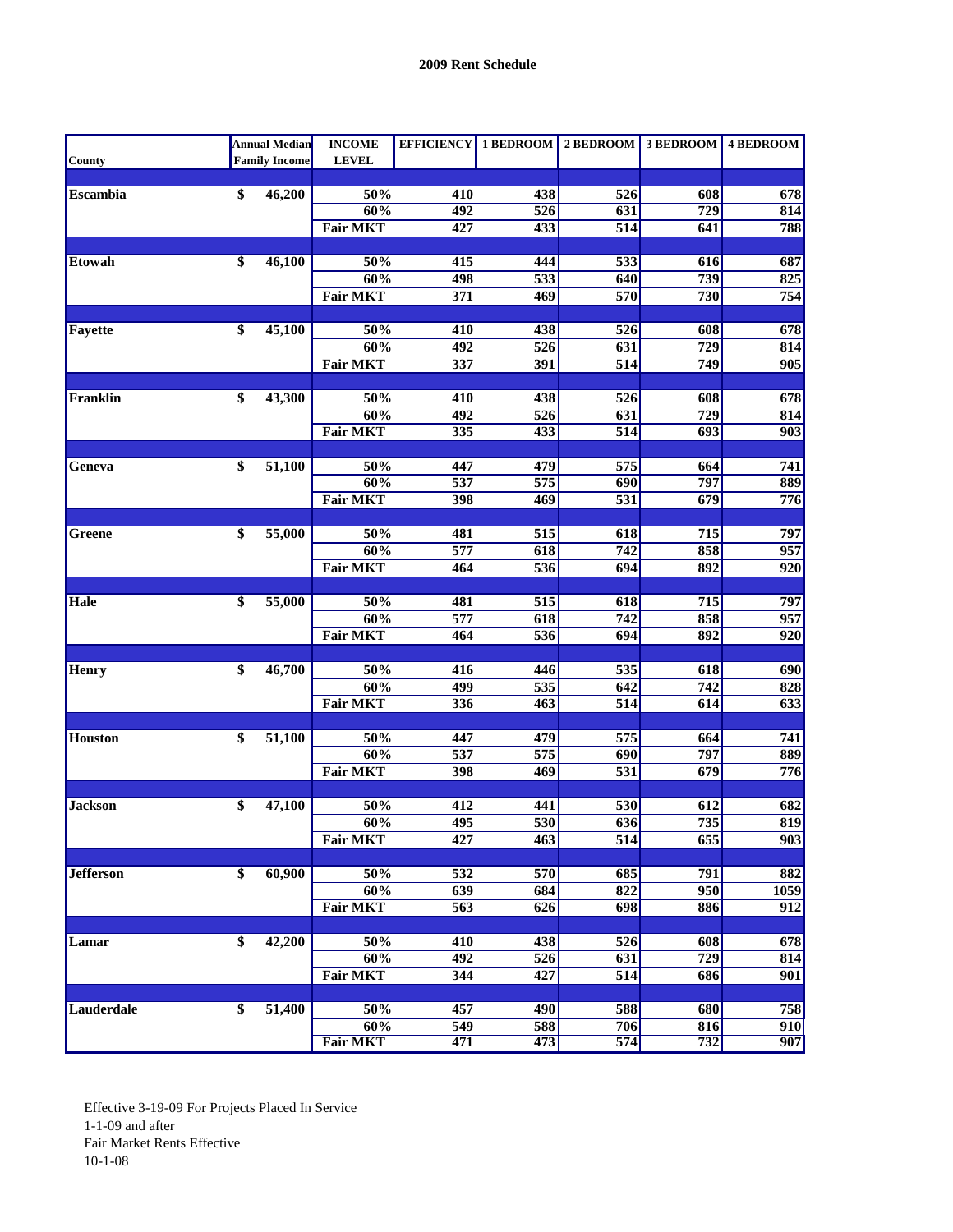**2009 Rent Schedule**

| County | Annual Median Family Income | INCOME LEVEL | EFFICIENCY | 1 BEDROOM | 2 BEDROOM | 3 BEDROOM | 4 BEDROOM |
|---|---|---|---|---|---|---|---|
| Escambia | $ 46,200 | 50% | 410 | 438 | 526 | 608 | 678 |
| | | 60% | 492 | 526 | 631 | 729 | 814 |
| | | Fair MKT | 427 | 433 | 514 | 641 | 788 |
| Etowah | $ 46,100 | 50% | 415 | 444 | 533 | 616 | 687 |
| | | 60% | 498 | 533 | 640 | 739 | 825 |
| | | Fair MKT | 371 | 469 | 570 | 730 | 754 |
| Fayette | $ 45,100 | 50% | 410 | 438 | 526 | 608 | 678 |
| | | 60% | 492 | 526 | 631 | 729 | 814 |
| | | Fair MKT | 337 | 391 | 514 | 749 | 905 |
| Franklin | $ 43,300 | 50% | 410 | 438 | 526 | 608 | 678 |
| | | 60% | 492 | 526 | 631 | 729 | 814 |
| | | Fair MKT | 335 | 433 | 514 | 693 | 903 |
| Geneva | $ 51,100 | 50% | 447 | 479 | 575 | 664 | 741 |
| | | 60% | 537 | 575 | 690 | 797 | 889 |
| | | Fair MKT | 398 | 469 | 531 | 679 | 776 |
| Greene | $ 55,000 | 50% | 481 | 515 | 618 | 715 | 797 |
| | | 60% | 577 | 618 | 742 | 858 | 957 |
| | | Fair MKT | 464 | 536 | 694 | 892 | 920 |
| Hale | $ 55,000 | 50% | 481 | 515 | 618 | 715 | 797 |
| | | 60% | 577 | 618 | 742 | 858 | 957 |
| | | Fair MKT | 464 | 536 | 694 | 892 | 920 |
| Henry | $ 46,700 | 50% | 416 | 446 | 535 | 618 | 690 |
| | | 60% | 499 | 535 | 642 | 742 | 828 |
| | | Fair MKT | 336 | 463 | 514 | 614 | 633 |
| Houston | $ 51,100 | 50% | 447 | 479 | 575 | 664 | 741 |
| | | 60% | 537 | 575 | 690 | 797 | 889 |
| | | Fair MKT | 398 | 469 | 531 | 679 | 776 |
| Jackson | $ 47,100 | 50% | 412 | 441 | 530 | 612 | 682 |
| | | 60% | 495 | 530 | 636 | 735 | 819 |
| | | Fair MKT | 427 | 463 | 514 | 655 | 903 |
| Jefferson | $ 60,900 | 50% | 532 | 570 | 685 | 791 | 882 |
| | | 60% | 639 | 684 | 822 | 950 | 1059 |
| | | Fair MKT | 563 | 626 | 698 | 886 | 912 |
| Lamar | $ 42,200 | 50% | 410 | 438 | 526 | 608 | 678 |
| | | 60% | 492 | 526 | 631 | 729 | 814 |
| | | Fair MKT | 344 | 427 | 514 | 686 | 901 |
| Lauderdale | $ 51,400 | 50% | 457 | 490 | 588 | 680 | 758 |
| | | 60% | 549 | 588 | 706 | 816 | 910 |
| | | Fair MKT | 471 | 473 | 574 | 732 | 907 |

Effective 3-19-09 For Projects Placed In Service
1-1-09 and after
Fair Market Rents Effective
10-1-08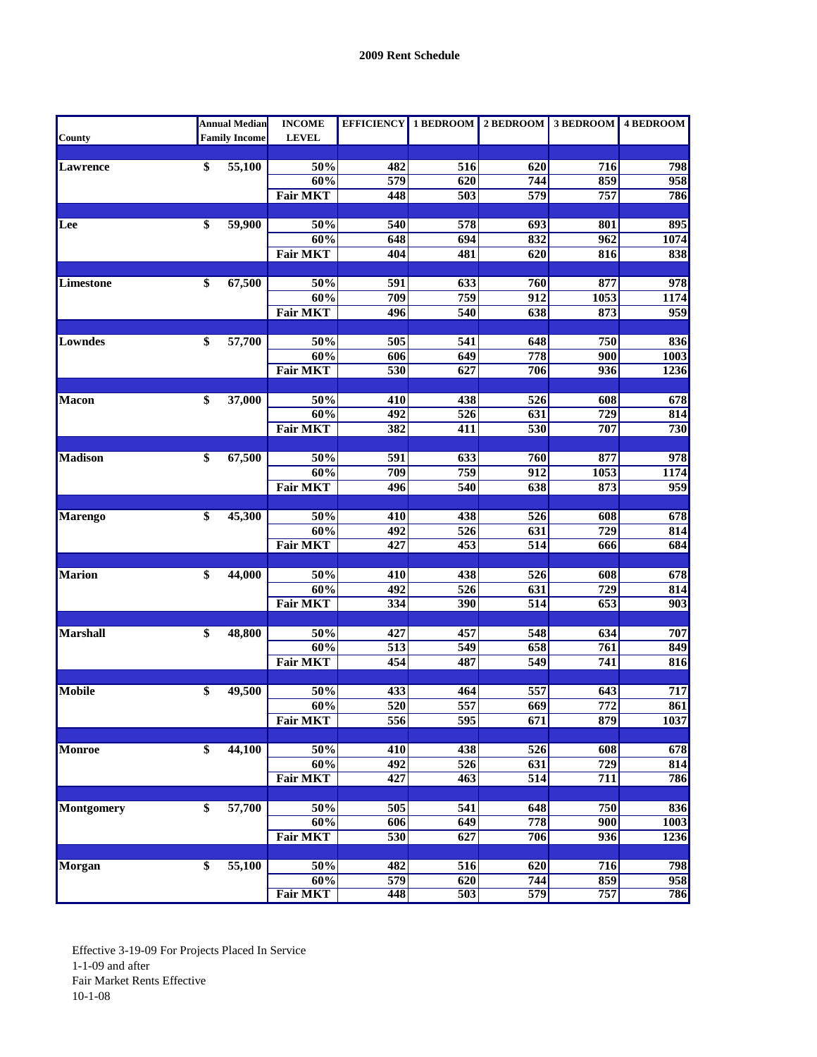**2009 Rent Schedule**

| County | Annual Median Family Income | INCOME LEVEL | EFFICIENCY | 1 BEDROOM | 2 BEDROOM | 3 BEDROOM | 4 BEDROOM |
|---|---|---|---|---|---|---|---|
| Lawrence | $ 55,100 | 50% | 482 | 516 | 620 | 716 | 798 |
| | | 60% | 579 | 620 | 744 | 859 | 958 |
| | | Fair MKT | 448 | 503 | 579 | 757 | 786 |
| Lee | $ 59,900 | 50% | 540 | 578 | 693 | 801 | 895 |
| | | 60% | 648 | 694 | 832 | 962 | 1074 |
| | | Fair MKT | 404 | 481 | 620 | 816 | 838 |
| Limestone | $ 67,500 | 50% | 591 | 633 | 760 | 877 | 978 |
| | | 60% | 709 | 759 | 912 | 1053 | 1174 |
| | | Fair MKT | 496 | 540 | 638 | 873 | 959 |
| Lowndes | $ 57,700 | 50% | 505 | 541 | 648 | 750 | 836 |
| | | 60% | 606 | 649 | 778 | 900 | 1003 |
| | | Fair MKT | 530 | 627 | 706 | 936 | 1236 |
| Macon | $ 37,000 | 50% | 410 | 438 | 526 | 608 | 678 |
| | | 60% | 492 | 526 | 631 | 729 | 814 |
| | | Fair MKT | 382 | 411 | 530 | 707 | 730 |
| Madison | $ 67,500 | 50% | 591 | 633 | 760 | 877 | 978 |
| | | 60% | 709 | 759 | 912 | 1053 | 1174 |
| | | Fair MKT | 496 | 540 | 638 | 873 | 959 |
| Marengo | $ 45,300 | 50% | 410 | 438 | 526 | 608 | 678 |
| | | 60% | 492 | 526 | 631 | 729 | 814 |
| | | Fair MKT | 427 | 453 | 514 | 666 | 684 |
| Marion | $ 44,000 | 50% | 410 | 438 | 526 | 608 | 678 |
| | | 60% | 492 | 526 | 631 | 729 | 814 |
| | | Fair MKT | 334 | 390 | 514 | 653 | 903 |
| Marshall | $ 48,800 | 50% | 427 | 457 | 548 | 634 | 707 |
| | | 60% | 513 | 549 | 658 | 761 | 849 |
| | | Fair MKT | 454 | 487 | 549 | 741 | 816 |
| Mobile | $ 49,500 | 50% | 433 | 464 | 557 | 643 | 717 |
| | | 60% | 520 | 557 | 669 | 772 | 861 |
| | | Fair MKT | 556 | 595 | 671 | 879 | 1037 |
| Monroe | $ 44,100 | 50% | 410 | 438 | 526 | 608 | 678 |
| | | 60% | 492 | 526 | 631 | 729 | 814 |
| | | Fair MKT | 427 | 463 | 514 | 711 | 786 |
| Montgomery | $ 57,700 | 50% | 505 | 541 | 648 | 750 | 836 |
| | | 60% | 606 | 649 | 778 | 900 | 1003 |
| | | Fair MKT | 530 | 627 | 706 | 936 | 1236 |
| Morgan | $ 55,100 | 50% | 482 | 516 | 620 | 716 | 798 |
| | | 60% | 579 | 620 | 744 | 859 | 958 |
| | | Fair MKT | 448 | 503 | 579 | 757 | 786 |

Effective 3-19-09 For Projects Placed In Service
1-1-09 and after
Fair Market Rents Effective
10-1-08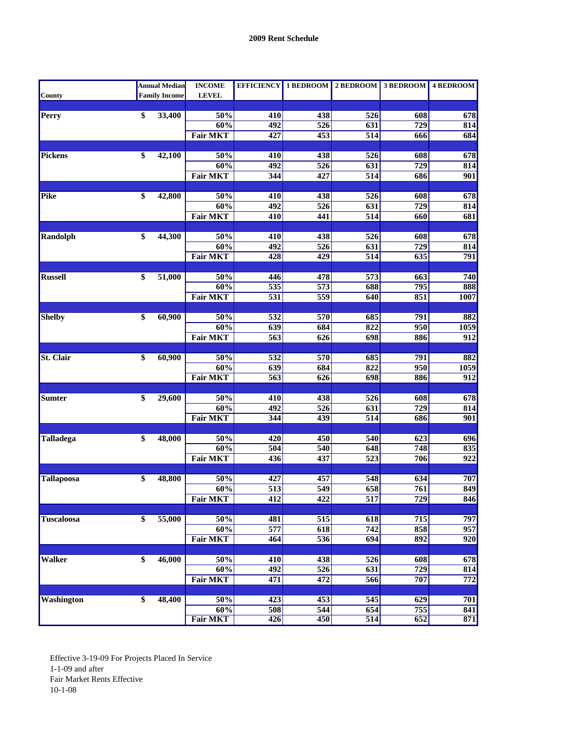**2009 Rent Schedule**

| County | Annual Median Family Income | INCOME LEVEL | EFFICIENCY | 1 BEDROOM | 2 BEDROOM | 3 BEDROOM | 4 BEDROOM |
|---|---|---|---|---|---|---|---|
| **Perry** | $ 33,400 | 50% | 410 | 438 | 526 | 608 | 678 |
| | | 60% | 492 | 526 | 631 | 729 | 814 |
| | | Fair MKT | 427 | 453 | 514 | 666 | 684 |
| **Pickens** | $ 42,100 | 50% | 410 | 438 | 526 | 608 | 678 |
| | | 60% | 492 | 526 | 631 | 729 | 814 |
| | | Fair MKT | 344 | 427 | 514 | 686 | 901 |
| **Pike** | $ 42,800 | 50% | 410 | 438 | 526 | 608 | 678 |
| | | 60% | 492 | 526 | 631 | 729 | 814 |
| | | Fair MKT | 410 | 441 | 514 | 660 | 681 |
| **Randolph** | $ 44,300 | 50% | 410 | 438 | 526 | 608 | 678 |
| | | 60% | 492 | 526 | 631 | 729 | 814 |
| | | Fair MKT | 428 | 429 | 514 | 635 | 791 |
| **Russell** | $ 51,000 | 50% | 446 | 478 | 573 | 663 | 740 |
| | | 60% | 535 | 573 | 688 | 795 | 888 |
| | | Fair MKT | 531 | 559 | 640 | 851 | 1007 |
| **Shelby** | $ 60,900 | 50% | 532 | 570 | 685 | 791 | 882 |
| | | 60% | 639 | 684 | 822 | 950 | 1059 |
| | | Fair MKT | 563 | 626 | 698 | 886 | 912 |
| **St. Clair** | $ 60,900 | 50% | 532 | 570 | 685 | 791 | 882 |
| | | 60% | 639 | 684 | 822 | 950 | 1059 |
| | | Fair MKT | 563 | 626 | 698 | 886 | 912 |
| **Sumter** | $ 29,600 | 50% | 410 | 438 | 526 | 608 | 678 |
| | | 60% | 492 | 526 | 631 | 729 | 814 |
| | | Fair MKT | 344 | 439 | 514 | 686 | 901 |
| **Talladega** | $ 48,000 | 50% | 420 | 450 | 540 | 623 | 696 |
| | | 60% | 504 | 540 | 648 | 748 | 835 |
| | | Fair MKT | 436 | 437 | 523 | 706 | 922 |
| **Tallapoosa** | $ 48,800 | 50% | 427 | 457 | 548 | 634 | 707 |
| | | 60% | 513 | 549 | 658 | 761 | 849 |
| | | Fair MKT | 412 | 422 | 517 | 729 | 846 |
| **Tuscaloosa** | $ 55,000 | 50% | 481 | 515 | 618 | 715 | 797 |
| | | 60% | 577 | 618 | 742 | 858 | 957 |
| | | Fair MKT | 464 | 536 | 694 | 892 | 920 |
| **Walker** | $ 46,000 | 50% | 410 | 438 | 526 | 608 | 678 |
| | | 60% | 492 | 526 | 631 | 729 | 814 |
| | | Fair MKT | 471 | 472 | 566 | 707 | 772 |
| **Washington** | $ 48,400 | 50% | 423 | 453 | 545 | 629 | 701 |
| | | 60% | 508 | 544 | 654 | 755 | 841 |
| | | Fair MKT | 426 | 450 | 514 | 652 | 871 |

Effective 3-19-09 For Projects Placed In Service
1-1-09 and after
Fair Market Rents Effective
10-1-08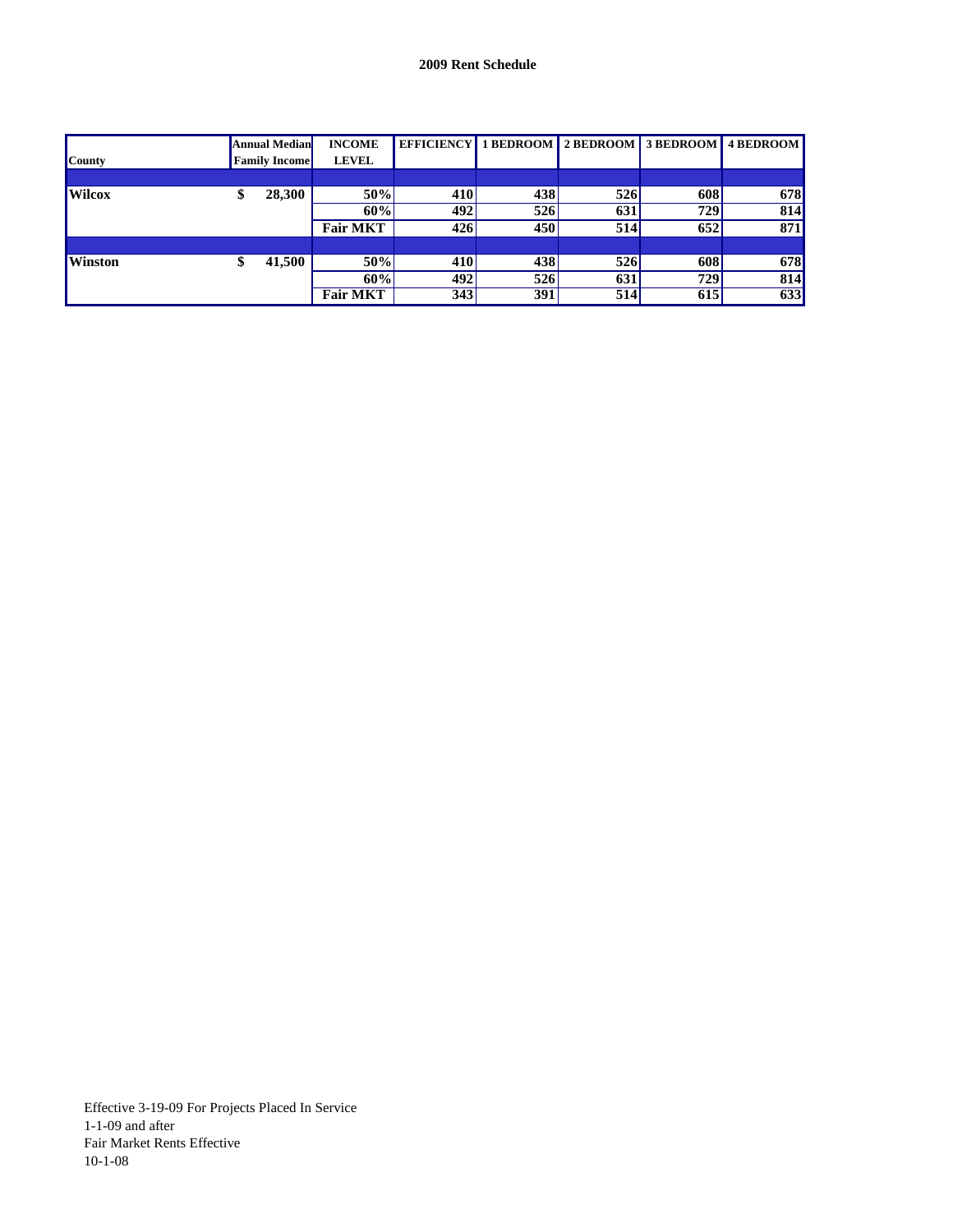**2009 Rent Schedule**

| County | Annual Median Family Income | INCOME LEVEL | EFFICIENCY | 1 BEDROOM | 2 BEDROOM | 3 BEDROOM | 4 BEDROOM |
|---|---|---|---|---|---|---|---|
| | | | | | | | |
| **Wilcox** | $ 28,300 | 50% | 410 | 438 | 526 | 608 | 678 |
| | | 60% | 492 | 526 | 631 | 729 | 814 |
| | | Fair MKT | 426 | 450 | 514 | 652 | 871 |
| | | | | | | | |
| **Winston** | $ 41,500 | 50% | 410 | 438 | 526 | 608 | 678 |
| | | 60% | 492 | 526 | 631 | 729 | 814 |
| | | Fair MKT | 343 | 391 | 514 | 615 | 633 |

Effective 3-19-09 For Projects Placed In Service
1-1-09 and after
Fair Market Rents Effective
10-1-08